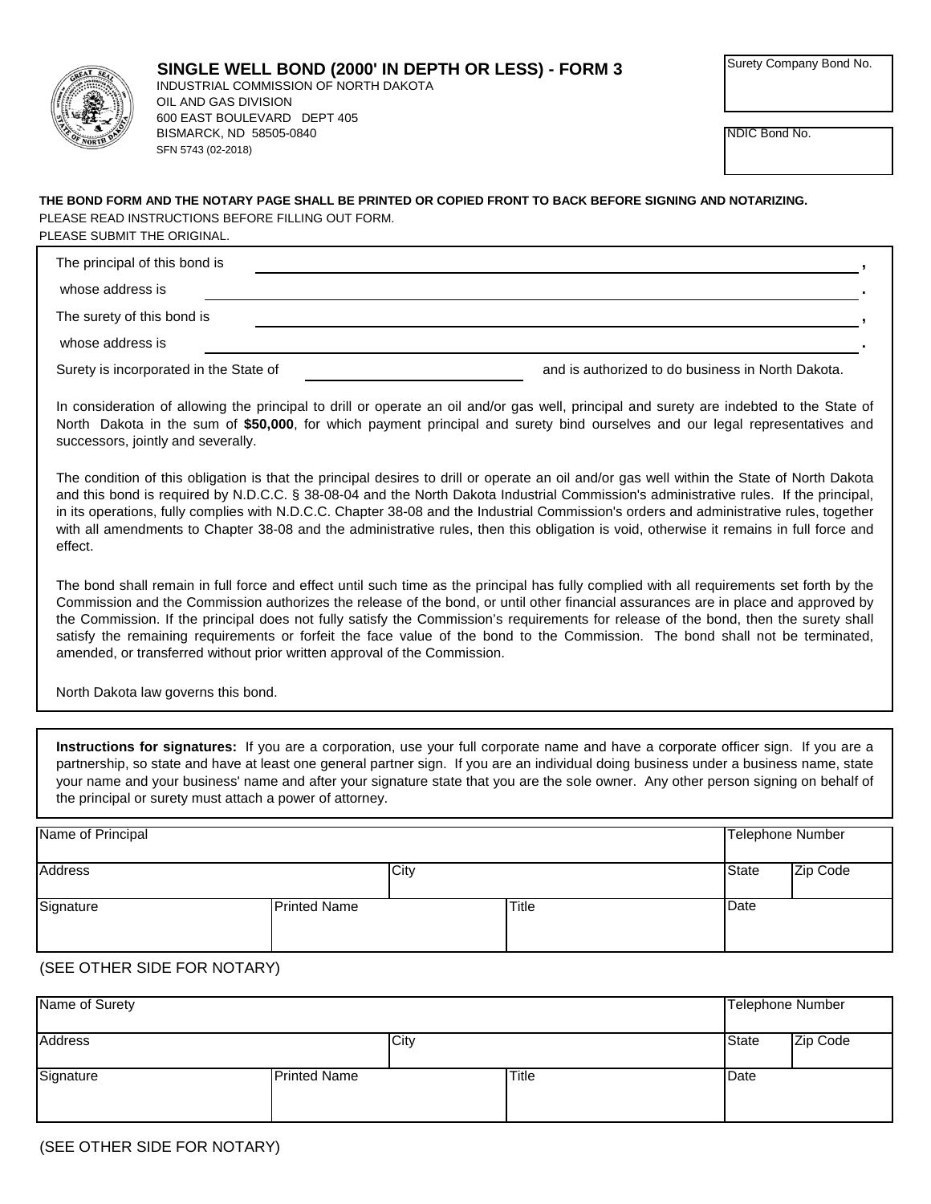# SINGLE WELL BOND (2000' IN DEPTH OR LESS) - FORM 3

INDUSTRIAL COMMISSION OF NORTH DAKOTA
OIL AND GAS DIVISION
600 EAST BOULEVARD DEPT 405
BISMARCK, ND 58505-0840
SFN 5743 (02-2018)

| Surety Company Bond No. |
| --- |
| |

| NDIC Bond No. |
| --- |
| |

**THE BOND FORM AND THE NOTARY PAGE SHALL BE PRINTED OR COPIED FRONT TO BACK BEFORE SIGNING AND NOTARIZING.**

PLEASE READ INSTRUCTIONS BEFORE FILLING OUT FORM.

PLEASE SUBMIT THE ORIGINAL.

The principal of this bond is ________________________________________,

whose address is ________________________________________.

The surety of this bond is ________________________________________,

whose address is ________________________________________.

Surety is incorporated in the State of ____________________ and is authorized to do business in North Dakota.

In consideration of allowing the principal to drill or operate an oil and/or gas well, principal and surety are indebted to the State of North Dakota in the sum of **$50,000**, for which payment principal and surety bind ourselves and our legal representatives and successors, jointly and severally.

The condition of this obligation is that the principal desires to drill or operate an oil and/or gas well within the State of North Dakota and this bond is required by N.D.C.C. § 38-08-04 and the North Dakota Industrial Commission's administrative rules. If the principal, in its operations, fully complies with N.D.C.C. Chapter 38-08 and the Industrial Commission's orders and administrative rules, together with all amendments to Chapter 38-08 and the administrative rules, then this obligation is void, otherwise it remains in full force and effect.

The bond shall remain in full force and effect until such time as the principal has fully complied with all requirements set forth by the Commission and the Commission authorizes the release of the bond, or until other financial assurances are in place and approved by the Commission. If the principal does not fully satisfy the Commission's requirements for release of the bond, then the surety shall satisfy the remaining requirements or forfeit the face value of the bond to the Commission. The bond shall not be terminated, amended, or transferred without prior written approval of the Commission.

North Dakota law governs this bond.

**Instructions for signatures:** If you are a corporation, use your full corporate name and have a corporate officer sign. If you are a partnership, so state and have at least one general partner sign. If you are an individual doing business under a business name, state your name and your business' name and after your signature state that you are the sole owner. Any other person signing on behalf of the principal or surety must attach a power of attorney.

| Name of Principal | | | | Telephone Number | |
| --- | --- | --- | --- | --- | --- |
| Address | | City | | State | Zip Code |
| Signature | Printed Name | | Title | Date | |

(SEE OTHER SIDE FOR NOTARY)

| Name of Surety | | | | Telephone Number | |
| --- | --- | --- | --- | --- | --- |
| Address | | City | | State | Zip Code |
| Signature | Printed Name | | Title | Date | |

(SEE OTHER SIDE FOR NOTARY)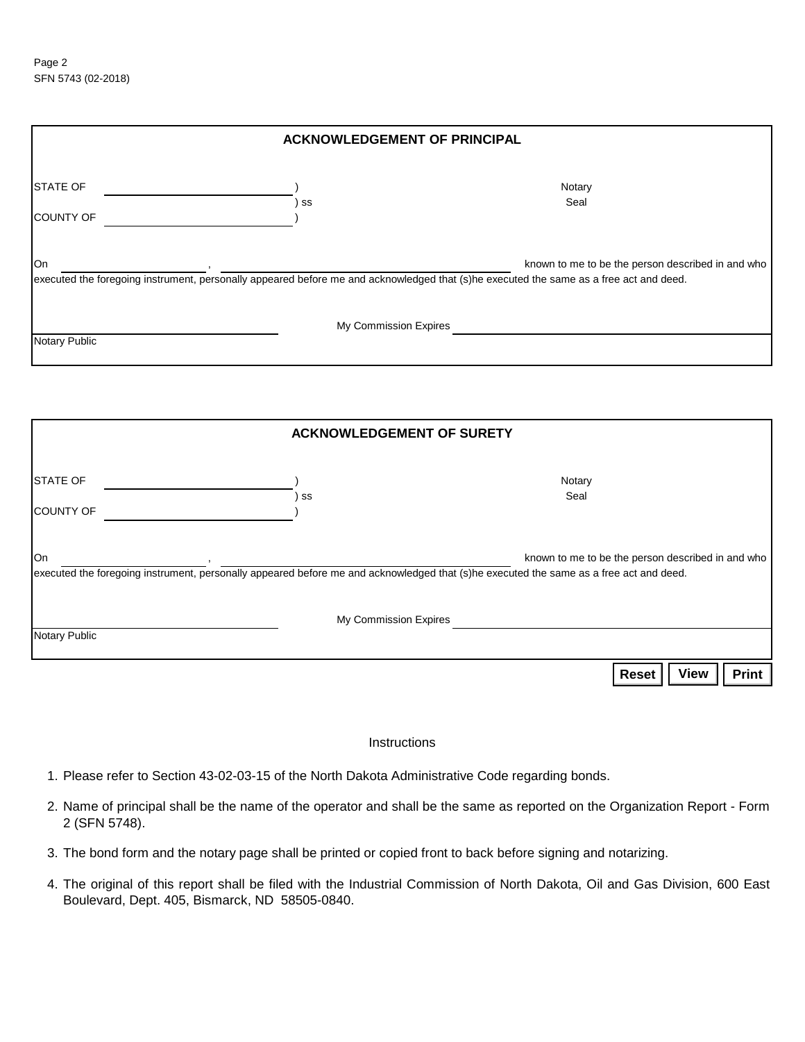## ACKNOWLEDGEMENT OF PRINCIPAL

STATE OF \_\_\_\_\_\_\_\_\_\_\_\_\_\_\_\_\_\_\_\_ )
) ss
COUNTY OF \_\_\_\_\_\_\_\_\_\_\_\_\_\_\_\_\_\_\_\_ )

Notary
Seal

On \_\_\_\_\_\_\_\_\_\_\_\_\_\_\_\_\_\_\_\_ , \_\_\_\_\_\_\_\_\_\_\_\_\_\_\_\_\_\_\_\_\_\_\_\_\_\_\_\_\_\_\_\_\_\_\_\_\_\_\_\_ known to me to be the person described in and who executed the foregoing instrument, personally appeared before me and acknowledged that (s)he executed the same as a free act and deed.

\_\_\_\_\_\_\_\_\_\_\_\_\_\_\_\_\_\_\_\_\_\_\_\_\_\_\_\_\_\_\_\_\_\_\_\_ My Commission Expires \_\_\_\_\_\_\_\_\_\_\_\_\_\_\_\_\_\_\_\_\_\_\_\_\_\_\_\_\_\_\_\_\_\_\_\_
Notary Public

## ACKNOWLEDGEMENT OF SURETY

STATE OF \_\_\_\_\_\_\_\_\_\_\_\_\_\_\_\_\_\_\_\_ )
) ss
COUNTY OF \_\_\_\_\_\_\_\_\_\_\_\_\_\_\_\_\_\_\_\_ )

Notary
Seal

On \_\_\_\_\_\_\_\_\_\_\_\_\_\_\_\_\_\_\_\_ , \_\_\_\_\_\_\_\_\_\_\_\_\_\_\_\_\_\_\_\_\_\_\_\_\_\_\_\_\_\_\_\_\_\_\_\_\_\_\_\_ known to me to be the person described in and who executed the foregoing instrument, personally appeared before me and acknowledged that (s)he executed the same as a free act and deed.

\_\_\_\_\_\_\_\_\_\_\_\_\_\_\_\_\_\_\_\_\_\_\_\_\_\_\_\_\_\_\_\_\_\_\_\_ My Commission Expires \_\_\_\_\_\_\_\_\_\_\_\_\_\_\_\_\_\_\_\_\_\_\_\_\_\_\_\_\_\_\_\_\_\_\_\_
Notary Public

Reset | View | Print

### Instructions

1. Please refer to Section 43-02-03-15 of the North Dakota Administrative Code regarding bonds.
2. Name of principal shall be the name of the operator and shall be the same as reported on the Organization Report - Form 2 (SFN 5748).
3. The bond form and the notary page shall be printed or copied front to back before signing and notarizing.
4. The original of this report shall be filed with the Industrial Commission of North Dakota, Oil and Gas Division, 600 East Boulevard, Dept. 405, Bismarck, ND 58505-0840.